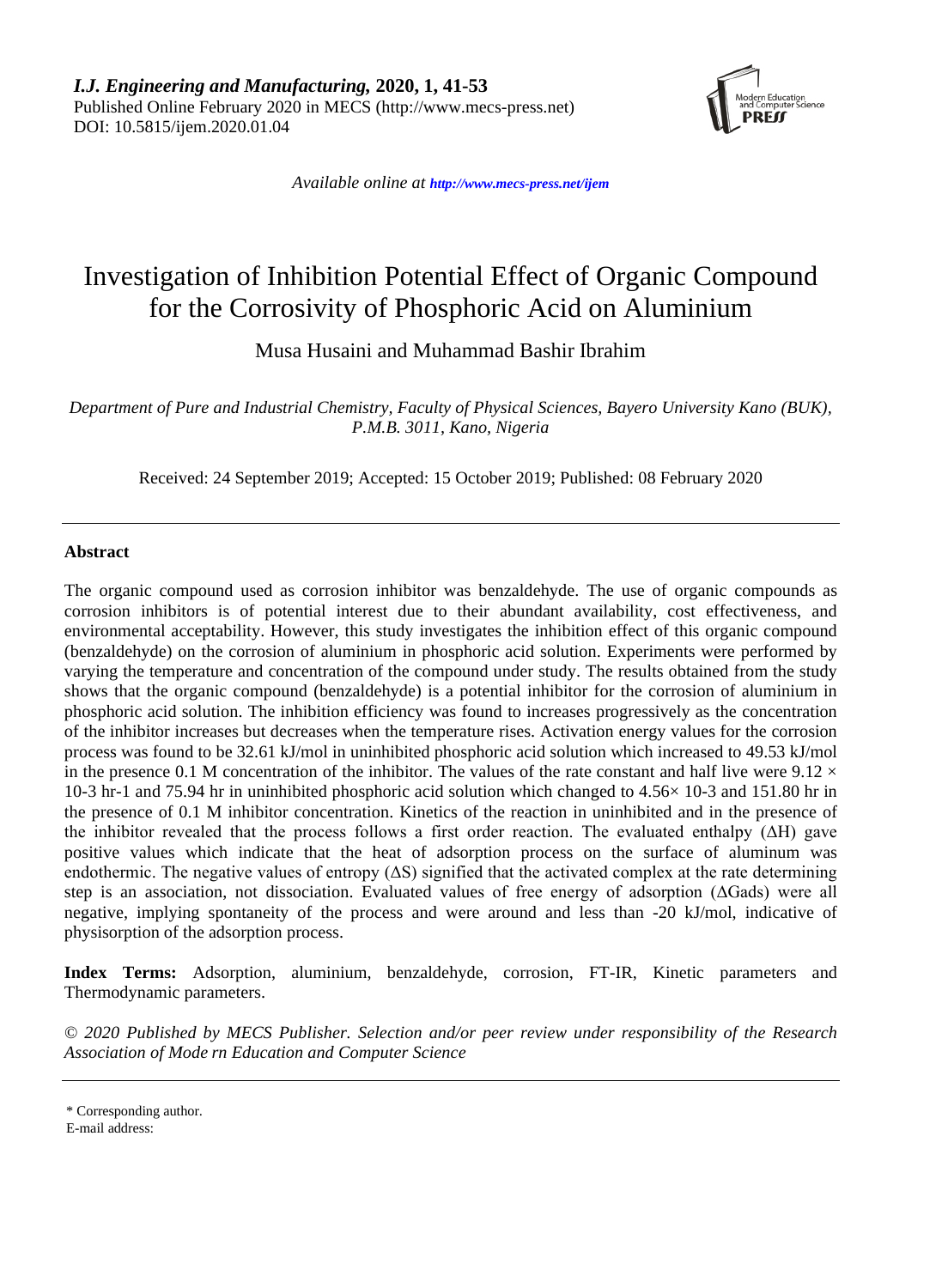*I.J. Engineering and Manufacturing,* **2020, 1, 41-53**
Published Online February 2020 in MECS (http://www.mecs-press.net)
DOI: 10.5815/ijem.2020.01.04

*Available online at http://www.mecs-press.net/ijem*

# Investigation of Inhibition Potential Effect of Organic Compound for the Corrosivity of Phosphoric Acid on Aluminium

Musa Husaini and Muhammad Bashir Ibrahim

*Department of Pure and Industrial Chemistry, Faculty of Physical Sciences, Bayero University Kano (BUK), P.M.B. 3011, Kano, Nigeria*

Received: 24 September 2019; Accepted: 15 October 2019; Published: 08 February 2020

---

**Abstract**

The organic compound used as corrosion inhibitor was benzaldehyde. The use of organic compounds as corrosion inhibitors is of potential interest due to their abundant availability, cost effectiveness, and environmental acceptability. However, this study investigates the inhibition effect of this organic compound (benzaldehyde) on the corrosion of aluminium in phosphoric acid solution. Experiments were performed by varying the temperature and concentration of the compound under study. The results obtained from the study shows that the organic compound (benzaldehyde) is a potential inhibitor for the corrosion of aluminium in phosphoric acid solution. The inhibition efficiency was found to increases progressively as the concentration of the inhibitor increases but decreases when the temperature rises. Activation energy values for the corrosion process was found to be 32.61 kJ/mol in uninhibited phosphoric acid solution which increased to 49.53 kJ/mol in the presence 0.1 M concentration of the inhibitor. The values of the rate constant and half live were $9.12 \times 10^{-3}$ $hr^{-1}$ and 75.94 hr in uninhibited phosphoric acid solution which changed to $4.56 \times 10^{-3}$ and 151.80 hr in the presence of 0.1 M inhibitor concentration. Kinetics of the reaction in uninhibited and in the presence of the inhibitor revealed that the process follows a first order reaction. The evaluated enthalpy ($\Delta H$) gave positive values which indicate that the heat of adsorption process on the surface of aluminum was endothermic. The negative values of entropy ($\Delta S$) signified that the activated complex at the rate determining step is an association, not dissociation. Evaluated values of free energy of adsorption ($\Delta G_{ads}$) were all negative, implying spontaneity of the process and were around and less than -20 kJ/mol, indicative of physisorption of the adsorption process.

**Index Terms:** Adsorption, aluminium, benzaldehyde, corrosion, FT-IR, Kinetic parameters and Thermodynamic parameters.

*© 2020 Published by MECS Publisher. Selection and/or peer review under responsibility of the Research Association of Mode rn Education and Computer Science*

---

\* Corresponding author.
E-mail address: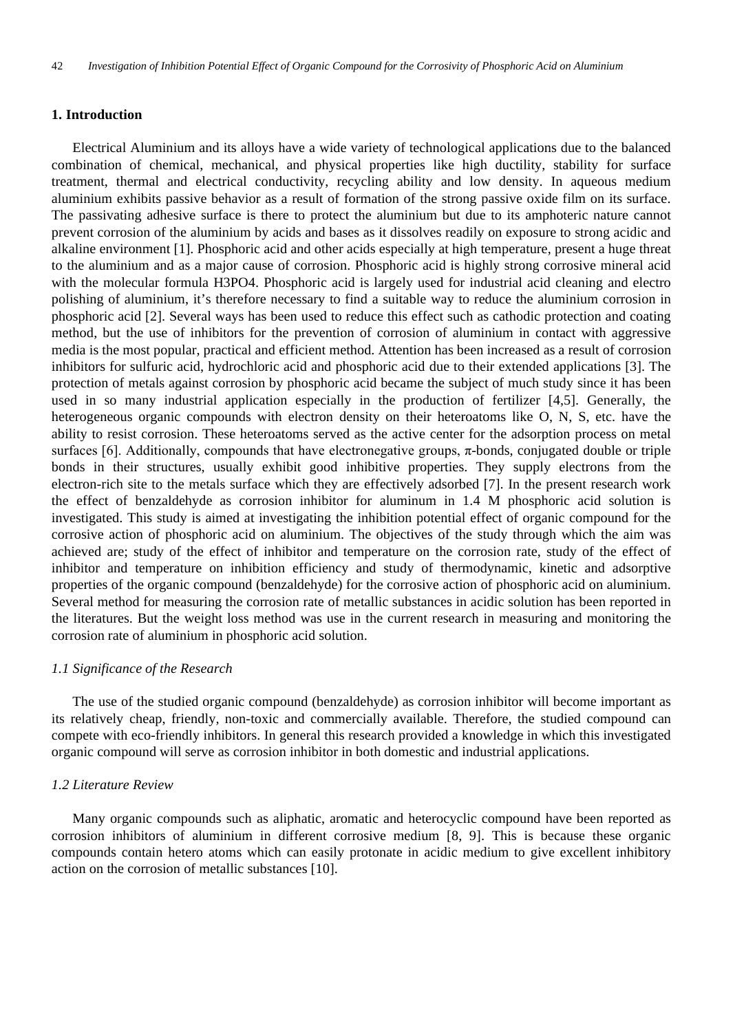## 1. Introduction

Electrical Aluminium and its alloys have a wide variety of technological applications due to the balanced combination of chemical, mechanical, and physical properties like high ductility, stability for surface treatment, thermal and electrical conductivity, recycling ability and low density. In aqueous medium aluminium exhibits passive behavior as a result of formation of the strong passive oxide film on its surface. The passivating adhesive surface is there to protect the aluminium but due to its amphoteric nature cannot prevent corrosion of the aluminium by acids and bases as it dissolves readily on exposure to strong acidic and alkaline environment [1]. Phosphoric acid and other acids especially at high temperature, present a huge threat to the aluminium and as a major cause of corrosion. Phosphoric acid is highly strong corrosive mineral acid with the molecular formula H3PO4. Phosphoric acid is largely used for industrial acid cleaning and electro polishing of aluminium, it's therefore necessary to find a suitable way to reduce the aluminium corrosion in phosphoric acid [2]. Several ways has been used to reduce this effect such as cathodic protection and coating method, but the use of inhibitors for the prevention of corrosion of aluminium in contact with aggressive media is the most popular, practical and efficient method. Attention has been increased as a result of corrosion inhibitors for sulfuric acid, hydrochloric acid and phosphoric acid due to their extended applications [3]. The protection of metals against corrosion by phosphoric acid became the subject of much study since it has been used in so many industrial application especially in the production of fertilizer [4,5]. Generally, the heterogeneous organic compounds with electron density on their heteroatoms like O, N, S, etc. have the ability to resist corrosion. These heteroatoms served as the active center for the adsorption process on metal surfaces [6]. Additionally, compounds that have electronegative groups, π-bonds, conjugated double or triple bonds in their structures, usually exhibit good inhibitive properties. They supply electrons from the electron-rich site to the metals surface which they are effectively adsorbed [7]. In the present research work the effect of benzaldehyde as corrosion inhibitor for aluminum in 1.4 M phosphoric acid solution is investigated. This study is aimed at investigating the inhibition potential effect of organic compound for the corrosive action of phosphoric acid on aluminium. The objectives of the study through which the aim was achieved are; study of the effect of inhibitor and temperature on the corrosion rate, study of the effect of inhibitor and temperature on inhibition efficiency and study of thermodynamic, kinetic and adsorptive properties of the organic compound (benzaldehyde) for the corrosive action of phosphoric acid on aluminium. Several method for measuring the corrosion rate of metallic substances in acidic solution has been reported in the literatures. But the weight loss method was use in the current research in measuring and monitoring the corrosion rate of aluminium in phosphoric acid solution.

### *1.1 Significance of the Research*

The use of the studied organic compound (benzaldehyde) as corrosion inhibitor will become important as its relatively cheap, friendly, non-toxic and commercially available. Therefore, the studied compound can compete with eco-friendly inhibitors. In general this research provided a knowledge in which this investigated organic compound will serve as corrosion inhibitor in both domestic and industrial applications.

### *1.2 Literature Review*

Many organic compounds such as aliphatic, aromatic and heterocyclic compound have been reported as corrosion inhibitors of aluminium in different corrosive medium [8, 9]. This is because these organic compounds contain hetero atoms which can easily protonate in acidic medium to give excellent inhibitory action on the corrosion of metallic substances [10].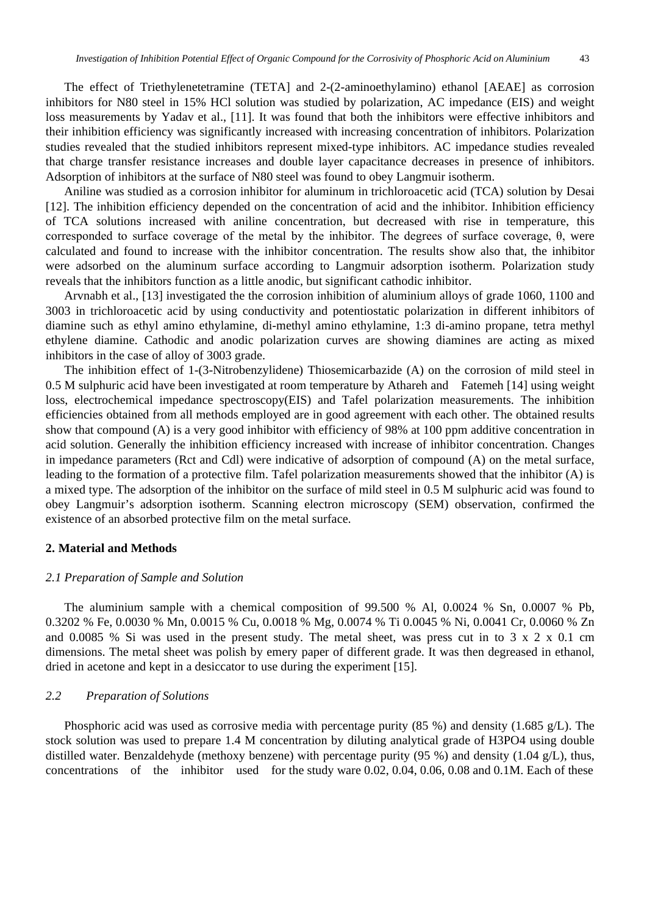The effect of Triethylenetetramine (TETA] and 2-(2-aminoethylamino) ethanol [AEAE] as corrosion inhibitors for N80 steel in 15% HCl solution was studied by polarization, AC impedance (EIS) and weight loss measurements by Yadav et al., [11]. It was found that both the inhibitors were effective inhibitors and their inhibition efficiency was significantly increased with increasing concentration of inhibitors. Polarization studies revealed that the studied inhibitors represent mixed-type inhibitors. AC impedance studies revealed that charge transfer resistance increases and double layer capacitance decreases in presence of inhibitors. Adsorption of inhibitors at the surface of N80 steel was found to obey Langmuir isotherm.

Aniline was studied as a corrosion inhibitor for aluminum in trichloroacetic acid (TCA) solution by Desai [12]. The inhibition efficiency depended on the concentration of acid and the inhibitor. Inhibition efficiency of TCA solutions increased with aniline concentration, but decreased with rise in temperature, this corresponded to surface coverage of the metal by the inhibitor. The degrees of surface coverage, θ, were calculated and found to increase with the inhibitor concentration. The results show also that, the inhibitor were adsorbed on the aluminum surface according to Langmuir adsorption isotherm. Polarization study reveals that the inhibitors function as a little anodic, but significant cathodic inhibitor.

Arvnabh et al., [13] investigated the the corrosion inhibition of aluminium alloys of grade 1060, 1100 and 3003 in trichloroacetic acid by using conductivity and potentiostatic polarization in different inhibitors of diamine such as ethyl amino ethylamine, di-methyl amino ethylamine, 1:3 di-amino propane, tetra methyl ethylene diamine. Cathodic and anodic polarization curves are showing diamines are acting as mixed inhibitors in the case of alloy of 3003 grade.

The inhibition effect of 1-(3-Nitrobenzylidene) Thiosemicarbazide (A) on the corrosion of mild steel in 0.5 M sulphuric acid have been investigated at room temperature by Athareh and Fatemeh [14] using weight loss, electrochemical impedance spectroscopy(EIS) and Tafel polarization measurements. The inhibition efficiencies obtained from all methods employed are in good agreement with each other. The obtained results show that compound (A) is a very good inhibitor with efficiency of 98% at 100 ppm additive concentration in acid solution. Generally the inhibition efficiency increased with increase of inhibitor concentration. Changes in impedance parameters (Rct and Cdl) were indicative of adsorption of compound (A) on the metal surface, leading to the formation of a protective film. Tafel polarization measurements showed that the inhibitor (A) is a mixed type. The adsorption of the inhibitor on the surface of mild steel in 0.5 M sulphuric acid was found to obey Langmuir's adsorption isotherm. Scanning electron microscopy (SEM) observation, confirmed the existence of an absorbed protective film on the metal surface.

## 2. Material and Methods

### *2.1 Preparation of Sample and Solution*

The aluminium sample with a chemical composition of 99.500 % Al, 0.0024 % Sn, 0.0007 % Pb, 0.3202 % Fe, 0.0030 % Mn, 0.0015 % Cu, 0.0018 % Mg, 0.0074 % Ti 0.0045 % Ni, 0.0041 Cr, 0.0060 % Zn and 0.0085 % Si was used in the present study. The metal sheet, was press cut in to 3 x 2 x 0.1 cm dimensions. The metal sheet was polish by emery paper of different grade. It was then degreased in ethanol, dried in acetone and kept in a desiccator to use during the experiment [15].

### *2.2 Preparation of Solutions*

Phosphoric acid was used as corrosive media with percentage purity (85 %) and density (1.685 g/L). The stock solution was used to prepare 1.4 M concentration by diluting analytical grade of $H_3PO_4$ using double distilled water. Benzaldehyde (methoxy benzene) with percentage purity (95 %) and density (1.04 g/L), thus, concentrations of the inhibitor used for the study ware 0.02, 0.04, 0.06, 0.08 and 0.1M. Each of these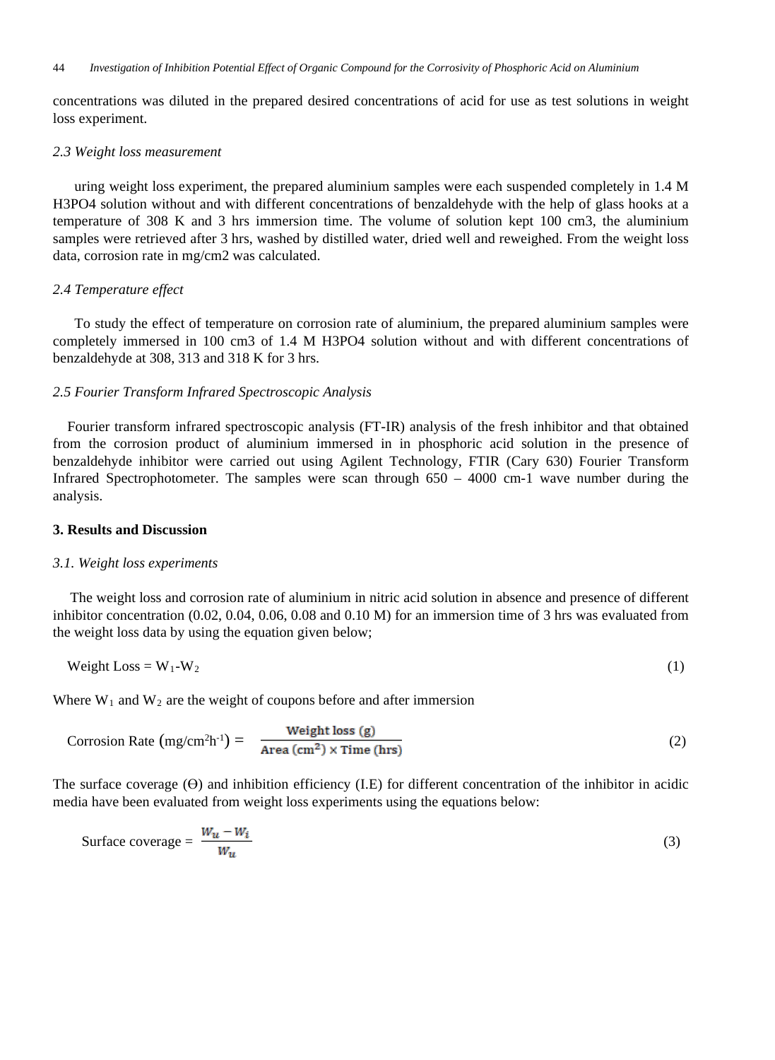concentrations was diluted in the prepared desired concentrations of acid for use as test solutions in weight loss experiment.

### *2.3 Weight loss measurement*

uring weight loss experiment, the prepared aluminium samples were each suspended completely in 1.4 M H3PO4 solution without and with different concentrations of benzaldehyde with the help of glass hooks at a temperature of 308 K and 3 hrs immersion time. The volume of solution kept 100 cm3, the aluminium samples were retrieved after 3 hrs, washed by distilled water, dried well and reweighed. From the weight loss data, corrosion rate in mg/cm2 was calculated.

### *2.4 Temperature effect*

To study the effect of temperature on corrosion rate of aluminium, the prepared aluminium samples were completely immersed in 100 cm3 of 1.4 M H3PO4 solution without and with different concentrations of benzaldehyde at 308, 313 and 318 K for 3 hrs.

### *2.5 Fourier Transform Infrared Spectroscopic Analysis*

Fourier transform infrared spectroscopic analysis (FT-IR) analysis of the fresh inhibitor and that obtained from the corrosion product of aluminium immersed in in phosphoric acid solution in the presence of benzaldehyde inhibitor were carried out using Agilent Technology, FTIR (Cary 630) Fourier Transform Infrared Spectrophotometer. The samples were scan through 650 – 4000 cm-1 wave number during the analysis.

## 3. Results and Discussion

### *3.1. Weight loss experiments*

The weight loss and corrosion rate of aluminium in nitric acid solution in absence and presence of different inhibitor concentration (0.02, 0.04, 0.06, 0.08 and 0.10 M) for an immersion time of 3 hrs was evaluated from the weight loss data by using the equation given below;

$$\text{Weight Loss} = W_1 - W_2 \tag{1}$$

Where $W_1$ and $W_2$ are the weight of coupons before and after immersion

$$\text{Corrosion Rate } (\text{mg/cm}^2\text{h}^{-1}) = \frac{\text{Weight loss (g)}}{\text{Area (cm}^2) \times \text{Time (hrs)}} \tag{2}$$

The surface coverage (ϴ) and inhibition efficiency (I.E) for different concentration of the inhibitor in acidic media have been evaluated from weight loss experiments using the equations below:

$$\text{Surface coverage} = \frac{W_u - W_i}{W_u} \tag{3}$$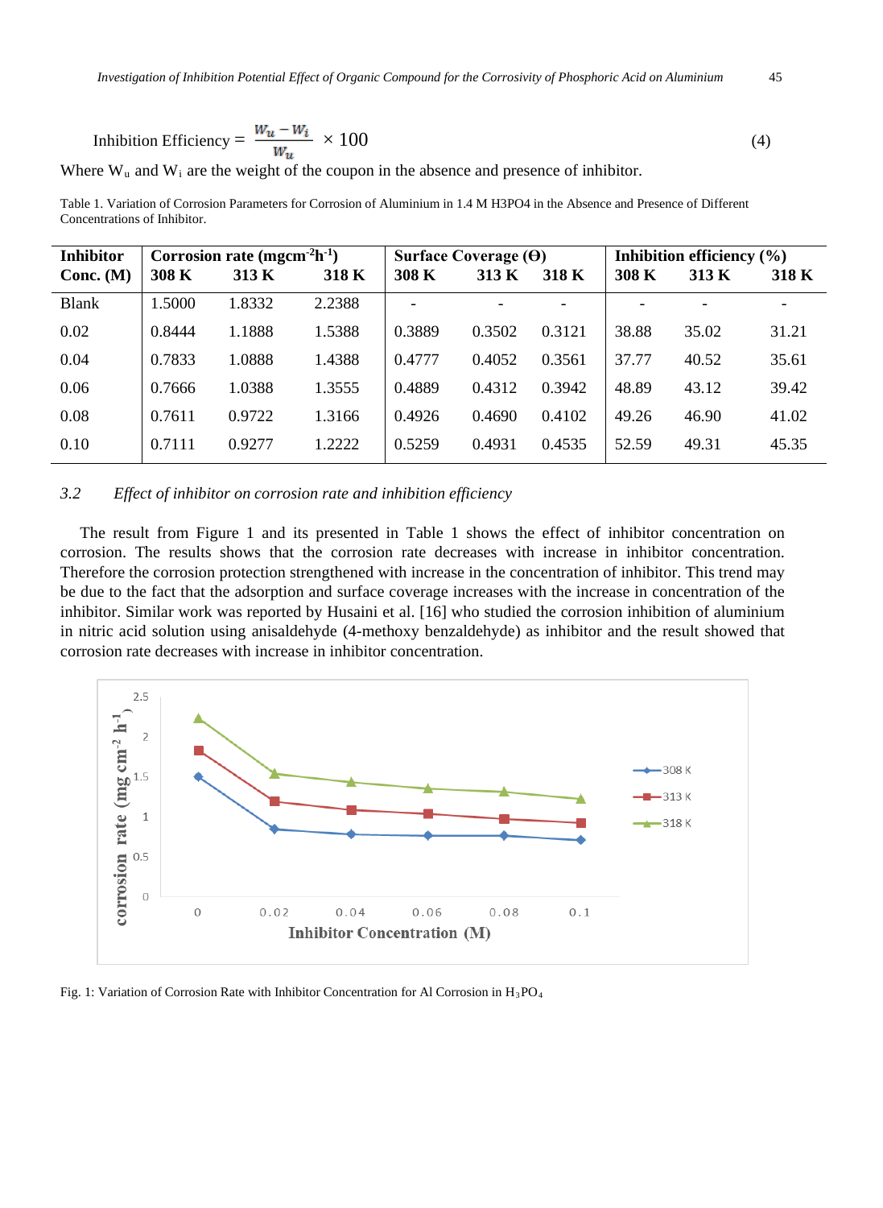$$\text{Inhibition Efficiency} = \frac{W_u - W_i}{W_u} \times 100 \quad (4)$$

Where $W_u$ and $W_i$ are the weight of the coupon in the absence and presence of inhibitor.

Table 1. Variation of Corrosion Parameters for Corrosion of Aluminium in 1.4 M H3PO4 in the Absence and Presence of Different Concentrations of Inhibitor.

| **Inhibitor Conc. (M)** | **Corrosion rate ($mgcm^{-2}h^{-1}$)** | | | **Surface Coverage (Θ)** | | | **Inhibition efficiency (%)** | | |
|---|---|---|---|---|---|---|---|---|---|
| | **308 K** | **313 K** | **318 K** | **308 K** | **313 K** | **318 K** | **308 K** | **313 K** | **318 K** |
| Blank | 1.5000 | 1.8332 | 2.2388 | - | - | - | - | - | - |
| 0.02 | 0.8444 | 1.1888 | 1.5388 | 0.3889 | 0.3502 | 0.3121 | 38.88 | 35.02 | 31.21 |
| 0.04 | 0.7833 | 1.0888 | 1.4388 | 0.4777 | 0.4052 | 0.3561 | 37.77 | 40.52 | 35.61 |
| 0.06 | 0.7666 | 1.0388 | 1.3555 | 0.4889 | 0.4312 | 0.3942 | 48.89 | 43.12 | 39.42 |
| 0.08 | 0.7611 | 0.9722 | 1.3166 | 0.4926 | 0.4690 | 0.4102 | 49.26 | 46.90 | 41.02 |
| 0.10 | 0.7111 | 0.9277 | 1.2222 | 0.5259 | 0.4931 | 0.4535 | 52.59 | 49.31 | 45.35 |

### *3.2 Effect of inhibitor on corrosion rate and inhibition efficiency*

The result from Figure 1 and its presented in Table 1 shows the effect of inhibitor concentration on corrosion. The results shows that the corrosion rate decreases with increase in inhibitor concentration. Therefore the corrosion protection strengthened with increase in the concentration of inhibitor. This trend may be due to the fact that the adsorption and surface coverage increases with the increase in concentration of the inhibitor. Similar work was reported by Husaini et al. [16] who studied the corrosion inhibition of aluminium in nitric acid solution using anisaldehyde (4-methoxy benzaldehyde) as inhibitor and the result showed that corrosion rate decreases with increase in inhibitor concentration.

Fig. 1: Variation of Corrosion Rate with Inhibitor Concentration for Al Corrosion in $H_3PO_4$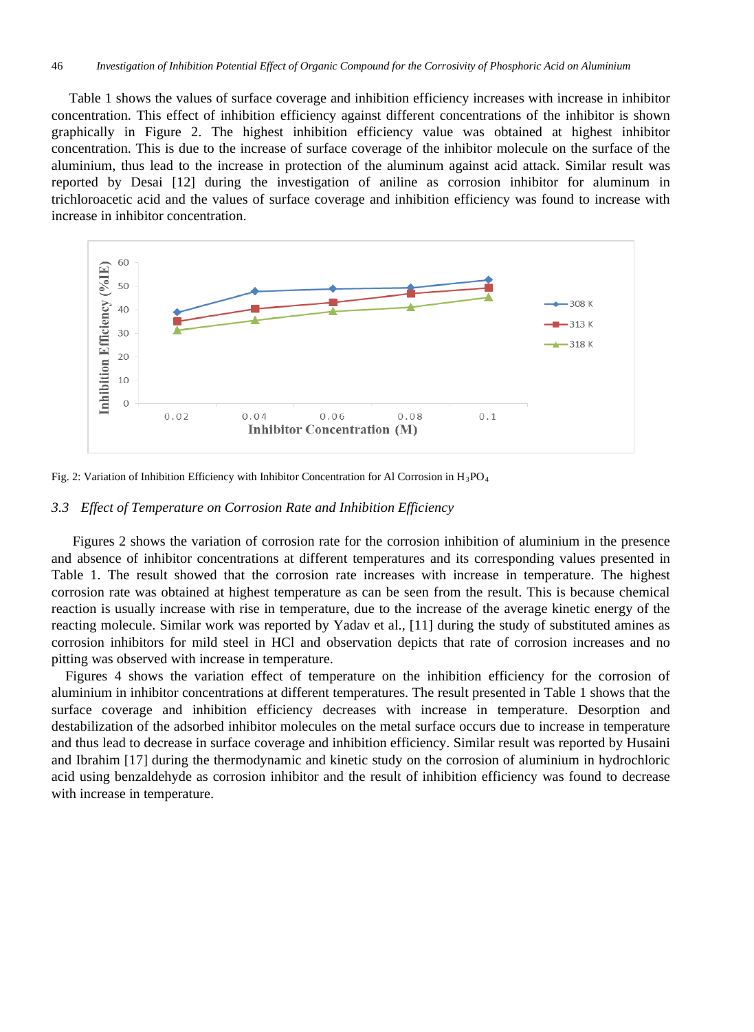Table 1 shows the values of surface coverage and inhibition efficiency increases with increase in inhibitor concentration. This effect of inhibition efficiency against different concentrations of the inhibitor is shown graphically in Figure 2. The highest inhibition efficiency value was obtained at highest inhibitor concentration. This is due to the increase of surface coverage of the inhibitor molecule on the surface of the aluminium, thus lead to the increase in protection of the aluminum against acid attack. Similar result was reported by Desai [12] during the investigation of aniline as corrosion inhibitor for aluminum in trichloroacetic acid and the values of surface coverage and inhibition efficiency was found to increase with increase in inhibitor concentration.

Fig. 2: Variation of Inhibition Efficiency with Inhibitor Concentration for Al Corrosion in $H_3PO_4$

### *3.3 Effect of Temperature on Corrosion Rate and Inhibition Efficiency*

Figures 2 shows the variation of corrosion rate for the corrosion inhibition of aluminium in the presence and absence of inhibitor concentrations at different temperatures and its corresponding values presented in Table 1. The result showed that the corrosion rate increases with increase in temperature. The highest corrosion rate was obtained at highest temperature as can be seen from the result. This is because chemical reaction is usually increase with rise in temperature, due to the increase of the average kinetic energy of the reacting molecule. Similar work was reported by Yadav et al., [11] during the study of substituted amines as corrosion inhibitors for mild steel in HCl and observation depicts that rate of corrosion increases and no pitting was observed with increase in temperature.

Figures 4 shows the variation effect of temperature on the inhibition efficiency for the corrosion of aluminium in inhibitor concentrations at different temperatures. The result presented in Table 1 shows that the surface coverage and inhibition efficiency decreases with increase in temperature. Desorption and destabilization of the adsorbed inhibitor molecules on the metal surface occurs due to increase in temperature and thus lead to decrease in surface coverage and inhibition efficiency. Similar result was reported by Husaini and Ibrahim [17] during the thermodynamic and kinetic study on the corrosion of aluminium in hydrochloric acid using benzaldehyde as corrosion inhibitor and the result of inhibition efficiency was found to decrease with increase in temperature.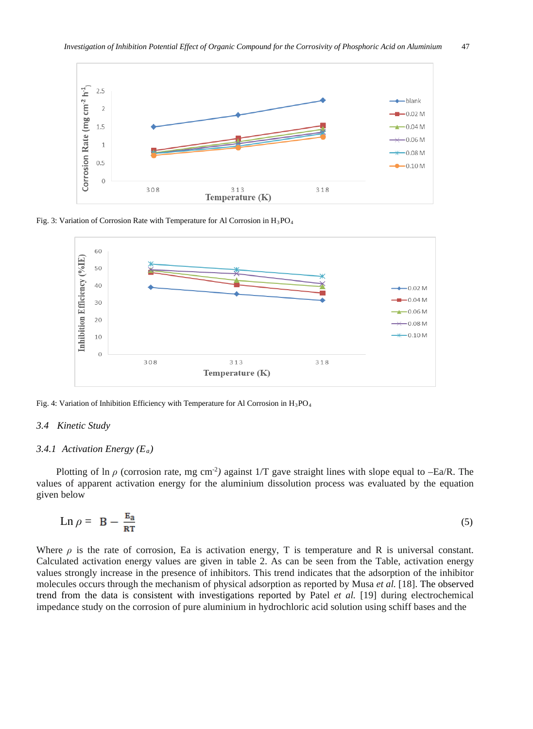Fig. 3: Variation of Corrosion Rate with Temperature for Al Corrosion in $H_3PO_4$

Fig. 4: Variation of Inhibition Efficiency with Temperature for Al Corrosion in $H_3PO_4$

### 3.4 Kinetic Study

#### 3.4.1 Activation Energy ($E_a$)

Plotting of ln $\rho$ (corrosion rate, mg cm$^{-2}$) against 1/T gave straight lines with slope equal to –Ea/R. The values of apparent activation energy for the aluminium dissolution process was evaluated by the equation given below

$$\text{Ln}\,\rho = B - \frac{E_a}{RT} \tag{5}$$

Where $\rho$ is the rate of corrosion, Ea is activation energy, T is temperature and R is universal constant. Calculated activation energy values are given in table 2. As can be seen from the Table, activation energy values strongly increase in the presence of inhibitors. This trend indicates that the adsorption of the inhibitor molecules occurs through the mechanism of physical adsorption as reported by Musa *et al.* [18]. The observed trend from the data is consistent with investigations reported by Patel *et al.* [19] during electrochemical impedance study on the corrosion of pure aluminium in hydrochloric acid solution using schiff bases and the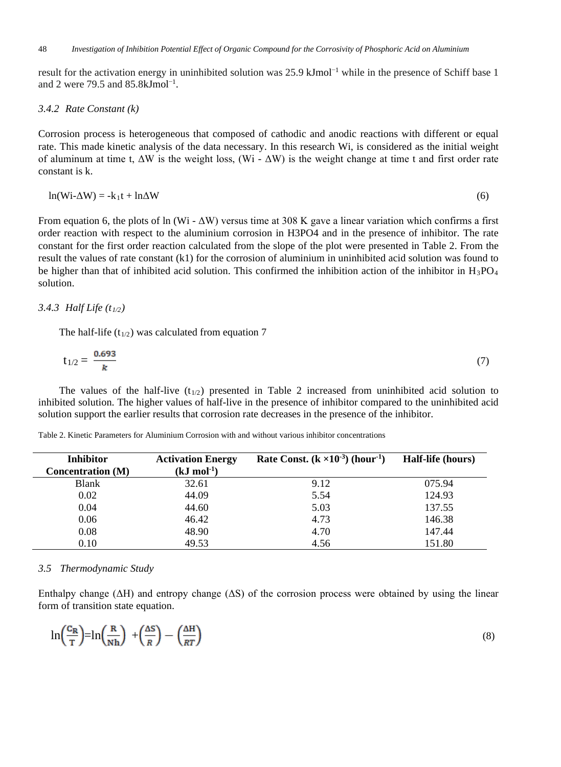result for the activation energy in uninhibited solution was 25.9 $kJmol^{-1}$ while in the presence of Schiff base 1 and 2 were 79.5 and 85.8$kJmol^{-1}$.

### 3.4.2 Rate Constant (k)

Corrosion process is heterogeneous that composed of cathodic and anodic reactions with different or equal rate. This made kinetic analysis of the data necessary. In this research Wi, is considered as the initial weight of aluminum at time t, ΔW is the weight loss, (Wi - ΔW) is the weight change at time t and first order rate constant is k.

$$\ln(Wi\text{-}\Delta W) = -k_1 t + \ln\Delta W \tag{6}$$

From equation 6, the plots of ln (Wi - ΔW) versus time at 308 K gave a linear variation which confirms a first order reaction with respect to the aluminium corrosion in H3PO4 and in the presence of inhibitor. The rate constant for the first order reaction calculated from the slope of the plot were presented in Table 2. From the result the values of rate constant (k1) for the corrosion of aluminium in uninhibited acid solution was found to be higher than that of inhibited acid solution. This confirmed the inhibition action of the inhibitor in $H_3PO_4$ solution.

### 3.4.3 Half Life ($t_{1/2}$)

The half-life ($t_{1/2}$) was calculated from equation 7

$$t_{1/2} = \frac{0.693}{k} \tag{7}$$

The values of the half-live ($t_{1/2}$) presented in Table 2 increased from uninhibited acid solution to inhibited solution. The higher values of half-live in the presence of inhibitor compared to the uninhibited acid solution support the earlier results that corrosion rate decreases in the presence of the inhibitor.

Table 2. Kinetic Parameters for Aluminium Corrosion with and without various inhibitor concentrations

| Inhibitor Concentration (M) | Activation Energy ($kJ\ mol^{-1}$) | Rate Const. ($k \times 10^{-3}$) ($hour^{-1}$) | Half-life (hours) |
|---|---|---|---|
| Blank | 32.61 | 9.12 | 075.94 |
| 0.02 | 44.09 | 5.54 | 124.93 |
| 0.04 | 44.60 | 5.03 | 137.55 |
| 0.06 | 46.42 | 4.73 | 146.38 |
| 0.08 | 48.90 | 4.70 | 147.44 |
| 0.10 | 49.53 | 4.56 | 151.80 |

## 3.5 Thermodynamic Study

Enthalpy change (ΔH) and entropy change (ΔS) of the corrosion process were obtained by using the linear form of transition state equation.

$$\ln\left(\frac{C_R}{T}\right) = \ln\left(\frac{R}{Nh}\right) + \left(\frac{\Delta S}{R}\right) - \left(\frac{\Delta H}{RT}\right) \tag{8}$$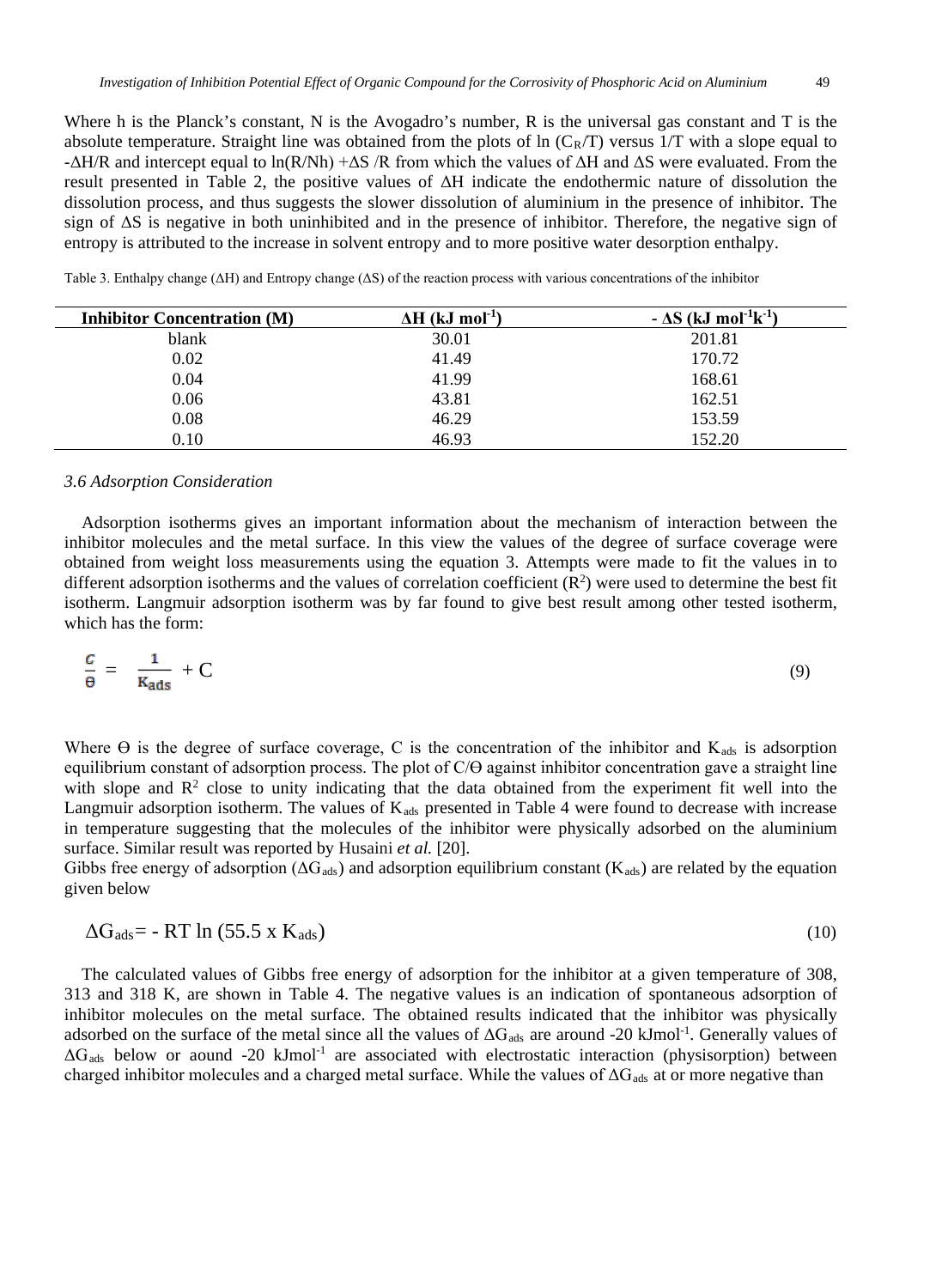Where h is the Planck's constant, N is the Avogadro's number, R is the universal gas constant and T is the absolute temperature. Straight line was obtained from the plots of ln ($C_R$/T) versus 1/T with a slope equal to -ΔH/R and intercept equal to ln(R/Nh) +ΔS /R from which the values of ΔH and ΔS were evaluated. From the result presented in Table 2, the positive values of ΔH indicate the endothermic nature of dissolution the dissolution process, and thus suggests the slower dissolution of aluminium in the presence of inhibitor. The sign of ΔS is negative in both uninhibited and in the presence of inhibitor. Therefore, the negative sign of entropy is attributed to the increase in solvent entropy and to more positive water desorption enthalpy.

Table 3. Enthalpy change (ΔH) and Entropy change (ΔS) of the reaction process with various concentrations of the inhibitor

| Inhibitor Concentration (M) | ΔH (kJ $mol^{-1}$) | - ΔS (kJ $mol^{-1}k^{-1}$) |
|---|---|---|
| blank | 30.01 | 201.81 |
| 0.02 | 41.49 | 170.72 |
| 0.04 | 41.99 | 168.61 |
| 0.06 | 43.81 | 162.51 |
| 0.08 | 46.29 | 153.59 |
| 0.10 | 46.93 | 152.20 |

### *3.6 Adsorption Consideration*

Adsorption isotherms gives an important information about the mechanism of interaction between the inhibitor molecules and the metal surface. In this view the values of the degree of surface coverage were obtained from weight loss measurements using the equation 3. Attempts were made to fit the values in to different adsorption isotherms and the values of correlation coefficient ($R^2$) were used to determine the best fit isotherm. Langmuir adsorption isotherm was by far found to give best result among other tested isotherm, which has the form:

$$\frac{C}{\theta} = \frac{1}{K_{ads}} + C \tag{9}$$

Where Ө is the degree of surface coverage, C is the concentration of the inhibitor and $K_{ads}$ is adsorption equilibrium constant of adsorption process. The plot of C/Ө against inhibitor concentration gave a straight line with slope and $R^2$ close to unity indicating that the data obtained from the experiment fit well into the Langmuir adsorption isotherm. The values of $K_{ads}$ presented in Table 4 were found to decrease with increase in temperature suggesting that the molecules of the inhibitor were physically adsorbed on the aluminium surface. Similar result was reported by Husaini *et al.* [20].

Gibbs free energy of adsorption ($\Delta G_{ads}$) and adsorption equilibrium constant ($K_{ads}$) are related by the equation given below

$$\Delta G_{ads} = - RT \ln (55.5 \times K_{ads}) \tag{10}$$

The calculated values of Gibbs free energy of adsorption for the inhibitor at a given temperature of 308, 313 and 318 K, are shown in Table 4. The negative values is an indication of spontaneous adsorption of inhibitor molecules on the metal surface. The obtained results indicated that the inhibitor was physically adsorbed on the surface of the metal since all the values of $\Delta G_{ads}$ are around -20 $kJmol^{-1}$. Generally values of $\Delta G_{ads}$ below or aound -20 $kJmol^{-1}$ are associated with electrostatic interaction (physisorption) between charged inhibitor molecules and a charged metal surface. While the values of $\Delta G_{ads}$ at or more negative than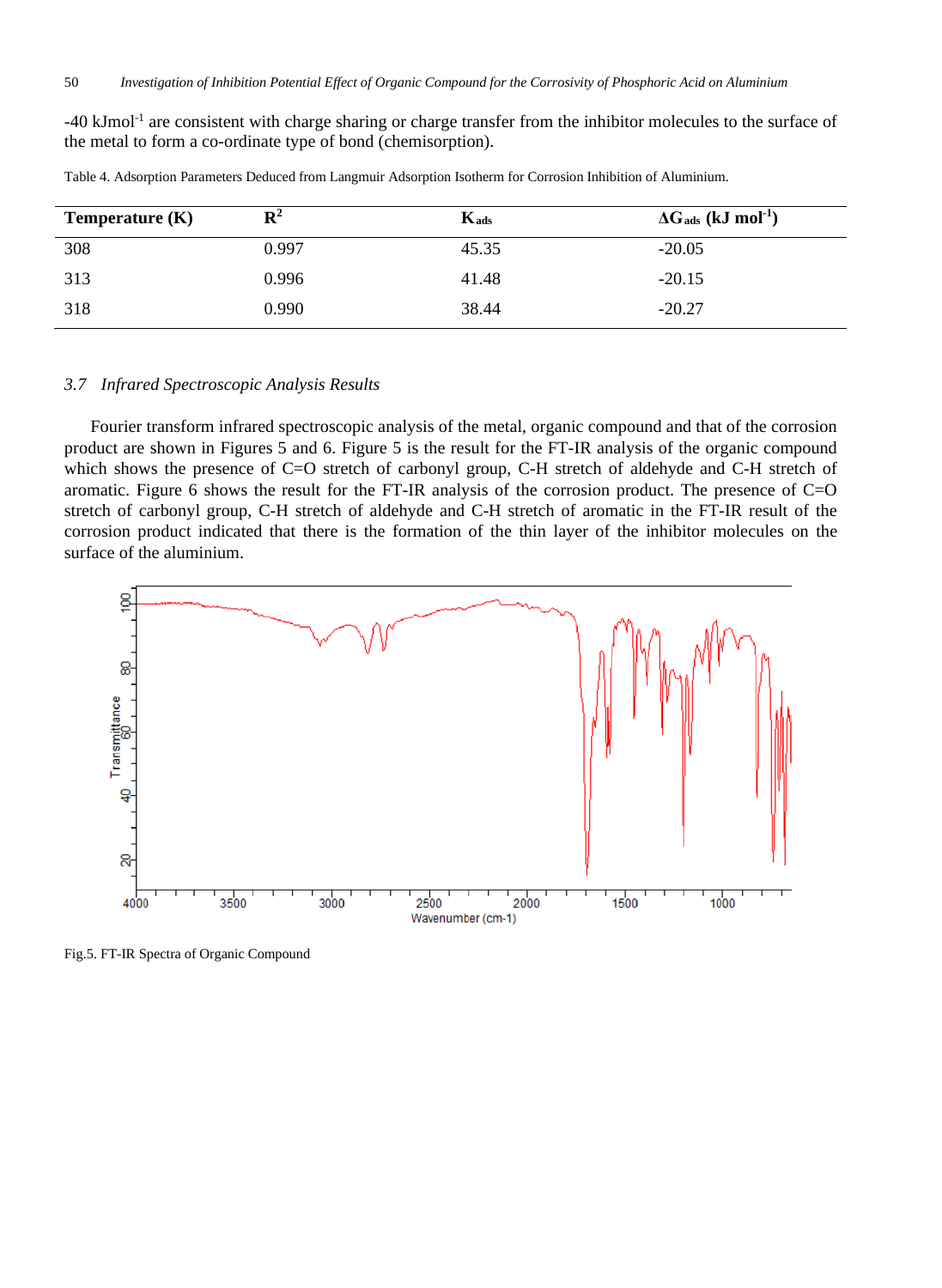-40 kJmol$^{-1}$ are consistent with charge sharing or charge transfer from the inhibitor molecules to the surface of the metal to form a co-ordinate type of bond (chemisorption).

Table 4. Adsorption Parameters Deduced from Langmuir Adsorption Isotherm for Corrosion Inhibition of Aluminium.

| **Temperature (K)** | $R^2$ | $K_{ads}$ | $\Delta G_{ads}$ **(kJ mol$^{-1}$)** |
|---|---|---|---|
| 308 | 0.997 | 45.35 | -20.05 |
| 313 | 0.996 | 41.48 | -20.15 |
| 318 | 0.990 | 38.44 | -20.27 |

### *3.7 Infrared Spectroscopic Analysis Results*

Fourier transform infrared spectroscopic analysis of the metal, organic compound and that of the corrosion product are shown in Figures 5 and 6. Figure 5 is the result for the FT-IR analysis of the organic compound which shows the presence of C=O stretch of carbonyl group, C-H stretch of aldehyde and C-H stretch of aromatic. Figure 6 shows the result for the FT-IR analysis of the corrosion product. The presence of C=O stretch of carbonyl group, C-H stretch of aldehyde and C-H stretch of aromatic in the FT-IR result of the corrosion product indicated that there is the formation of the thin layer of the inhibitor molecules on the surface of the aluminium.

Fig.5. FT-IR Spectra of Organic Compound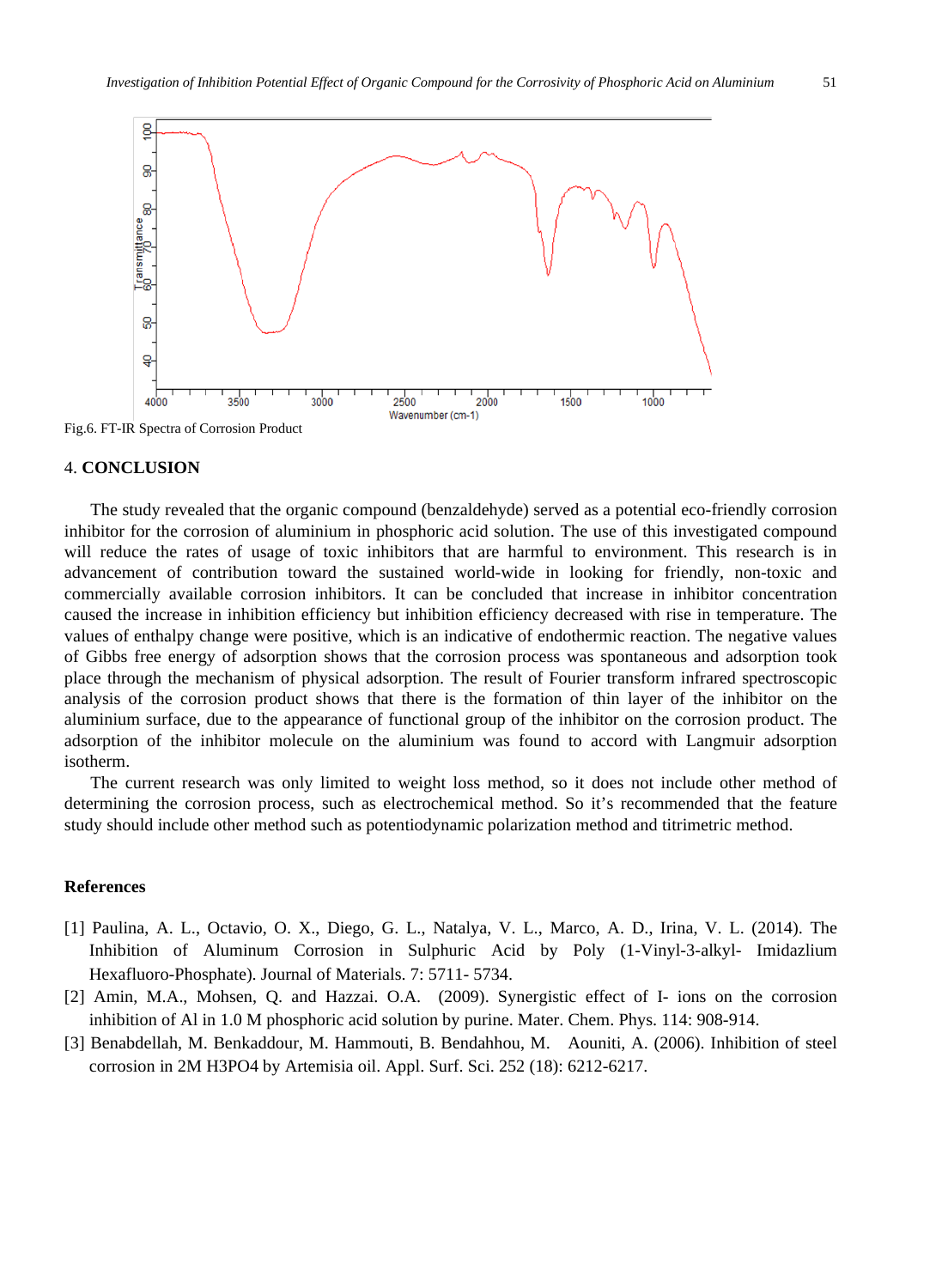Fig.6. FT-IR Spectra of Corrosion Product

## 4. CONCLUSION

The study revealed that the organic compound (benzaldehyde) served as a potential eco-friendly corrosion inhibitor for the corrosion of aluminium in phosphoric acid solution. The use of this investigated compound will reduce the rates of usage of toxic inhibitors that are harmful to environment. This research is in advancement of contribution toward the sustained world-wide in looking for friendly, non-toxic and commercially available corrosion inhibitors. It can be concluded that increase in inhibitor concentration caused the increase in inhibition efficiency but inhibition efficiency decreased with rise in temperature. The values of enthalpy change were positive, which is an indicative of endothermic reaction. The negative values of Gibbs free energy of adsorption shows that the corrosion process was spontaneous and adsorption took place through the mechanism of physical adsorption. The result of Fourier transform infrared spectroscopic analysis of the corrosion product shows that there is the formation of thin layer of the inhibitor on the aluminium surface, due to the appearance of functional group of the inhibitor on the corrosion product. The adsorption of the inhibitor molecule on the aluminium was found to accord with Langmuir adsorption isotherm.

The current research was only limited to weight loss method, so it does not include other method of determining the corrosion process, such as electrochemical method. So it's recommended that the feature study should include other method such as potentiodynamic polarization method and titrimetric method.

### References

[1] Paulina, A. L., Octavio, O. X., Diego, G. L., Natalya, V. L., Marco, A. D., Irina, V. L. (2014). The Inhibition of Aluminum Corrosion in Sulphuric Acid by Poly (1-Vinyl-3-alkyl- Imidazlium Hexafluoro-Phosphate). Journal of Materials. 7: 5711- 5734.

[2] Amin, M.A., Mohsen, Q. and Hazzai. O.A. (2009). Synergistic effect of I- ions on the corrosion inhibition of Al in 1.0 M phosphoric acid solution by purine. Mater. Chem. Phys. 114: 908-914.

[3] Benabdellah, M. Benkaddour, M. Hammouti, B. Bendahhou, M. Aouniti, A. (2006). Inhibition of steel corrosion in 2M H3PO4 by Artemisia oil. Appl. Surf. Sci. 252 (18): 6212-6217.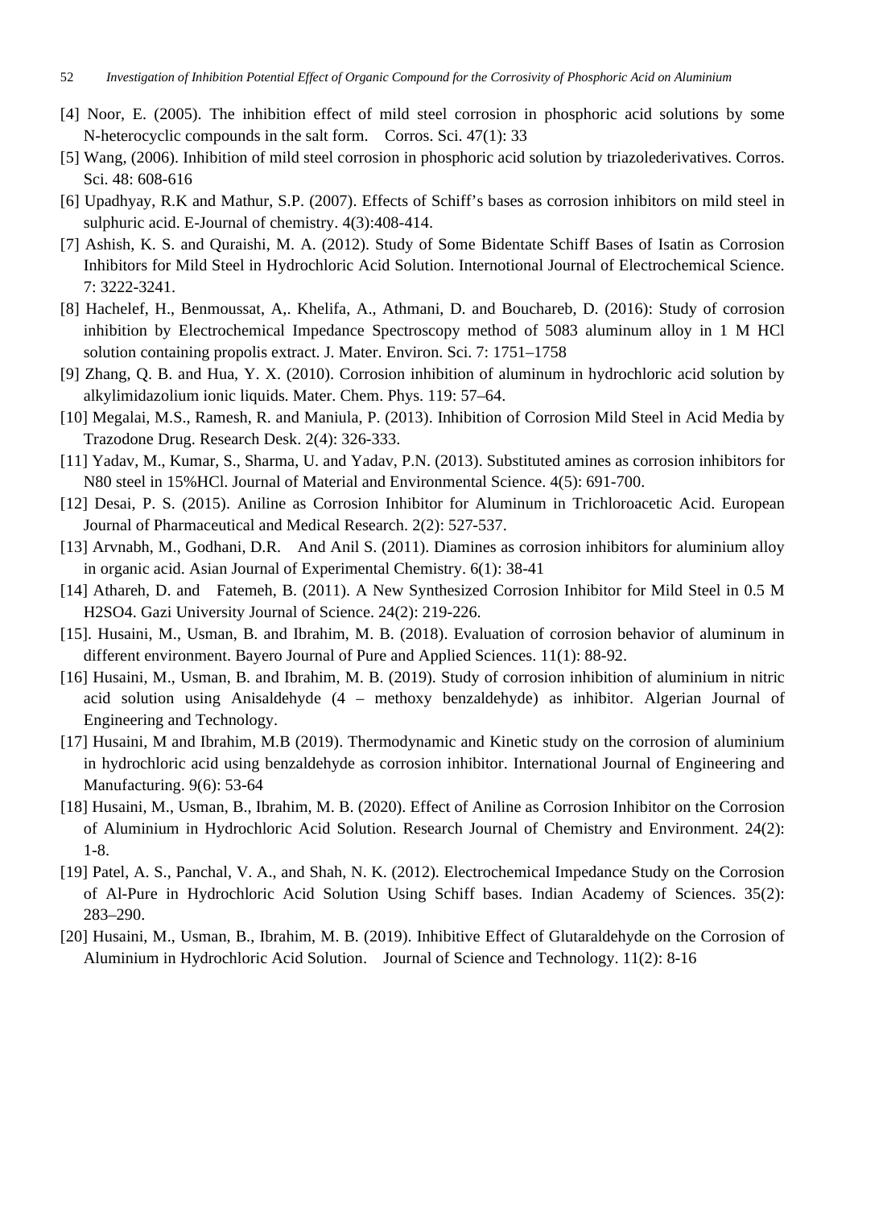[4] Noor, E. (2005). The inhibition effect of mild steel corrosion in phosphoric acid solutions by some N-heterocyclic compounds in the salt form. Corros. Sci. 47(1): 33

[5] Wang, (2006). Inhibition of mild steel corrosion in phosphoric acid solution by triazolederivatives. Corros. Sci. 48: 608-616

[6] Upadhyay, R.K and Mathur, S.P. (2007). Effects of Schiff's bases as corrosion inhibitors on mild steel in sulphuric acid. E-Journal of chemistry. 4(3):408-414.

[7] Ashish, K. S. and Quraishi, M. A. (2012). Study of Some Bidentate Schiff Bases of Isatin as Corrosion Inhibitors for Mild Steel in Hydrochloric Acid Solution. Internotional Journal of Electrochemical Science. 7: 3222-3241.

[8] Hachelef, H., Benmoussat, A,. Khelifa, A., Athmani, D. and Bouchareb, D. (2016): Study of corrosion inhibition by Electrochemical Impedance Spectroscopy method of 5083 aluminum alloy in 1 M HCl solution containing propolis extract. J. Mater. Environ. Sci. 7: 1751–1758

[9] Zhang, Q. B. and Hua, Y. X. (2010). Corrosion inhibition of aluminum in hydrochloric acid solution by alkylimidazolium ionic liquids. Mater. Chem. Phys. 119: 57–64.

[10] Megalai, M.S., Ramesh, R. and Maniula, P. (2013). Inhibition of Corrosion Mild Steel in Acid Media by Trazodone Drug. Research Desk. 2(4): 326-333.

[11] Yadav, M., Kumar, S., Sharma, U. and Yadav, P.N. (2013). Substituted amines as corrosion inhibitors for N80 steel in 15%HCl. Journal of Material and Environmental Science. 4(5): 691-700.

[12] Desai, P. S. (2015). Aniline as Corrosion Inhibitor for Aluminum in Trichloroacetic Acid. European Journal of Pharmaceutical and Medical Research. 2(2): 527-537.

[13] Arvnabh, M., Godhani, D.R. And Anil S. (2011). Diamines as corrosion inhibitors for aluminium alloy in organic acid. Asian Journal of Experimental Chemistry. 6(1): 38-41

[14] Athareh, D. and Fatemeh, B. (2011). A New Synthesized Corrosion Inhibitor for Mild Steel in 0.5 M H2SO4. Gazi University Journal of Science. 24(2): 219-226.

[15]. Husaini, M., Usman, B. and Ibrahim, M. B. (2018). Evaluation of corrosion behavior of aluminum in different environment. Bayero Journal of Pure and Applied Sciences. 11(1): 88-92.

[16] Husaini, M., Usman, B. and Ibrahim, M. B. (2019). Study of corrosion inhibition of aluminium in nitric acid solution using Anisaldehyde (4 – methoxy benzaldehyde) as inhibitor. Algerian Journal of Engineering and Technology.

[17] Husaini, M and Ibrahim, M.B (2019). Thermodynamic and Kinetic study on the corrosion of aluminium in hydrochloric acid using benzaldehyde as corrosion inhibitor. International Journal of Engineering and Manufacturing. 9(6): 53-64

[18] Husaini, M., Usman, B., Ibrahim, M. B. (2020). Effect of Aniline as Corrosion Inhibitor on the Corrosion of Aluminium in Hydrochloric Acid Solution. Research Journal of Chemistry and Environment. 24(2): 1-8.

[19] Patel, A. S., Panchal, V. A., and Shah, N. K. (2012). Electrochemical Impedance Study on the Corrosion of Al-Pure in Hydrochloric Acid Solution Using Schiff bases. Indian Academy of Sciences. 35(2): 283–290.

[20] Husaini, M., Usman, B., Ibrahim, M. B. (2019). Inhibitive Effect of Glutaraldehyde on the Corrosion of Aluminium in Hydrochloric Acid Solution. Journal of Science and Technology. 11(2): 8-16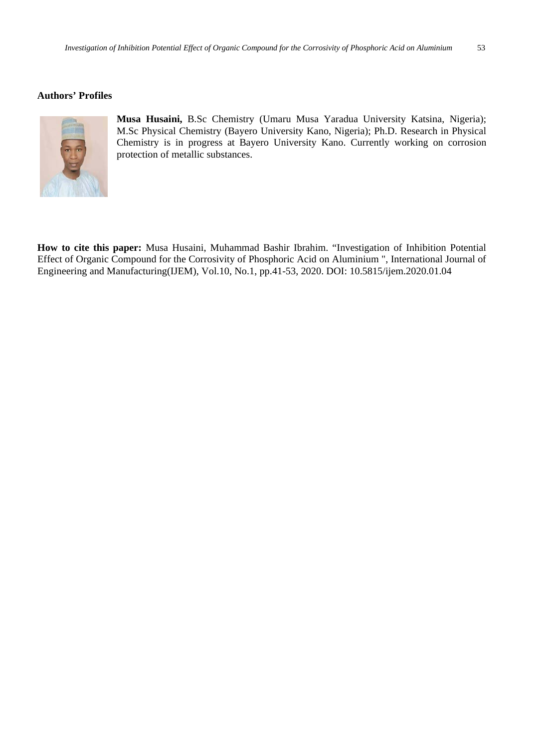**Authors' Profiles**

**Musa Husaini,** B.Sc Chemistry (Umaru Musa Yaradua University Katsina, Nigeria); M.Sc Physical Chemistry (Bayero University Kano, Nigeria); Ph.D. Research in Physical Chemistry is in progress at Bayero University Kano. Currently working on corrosion protection of metallic substances.

**How to cite this paper:** Musa Husaini, Muhammad Bashir Ibrahim. "Investigation of Inhibition Potential Effect of Organic Compound for the Corrosivity of Phosphoric Acid on Aluminium ", International Journal of Engineering and Manufacturing(IJEM), Vol.10, No.1, pp.41-53, 2020. DOI: 10.5815/ijem.2020.01.04